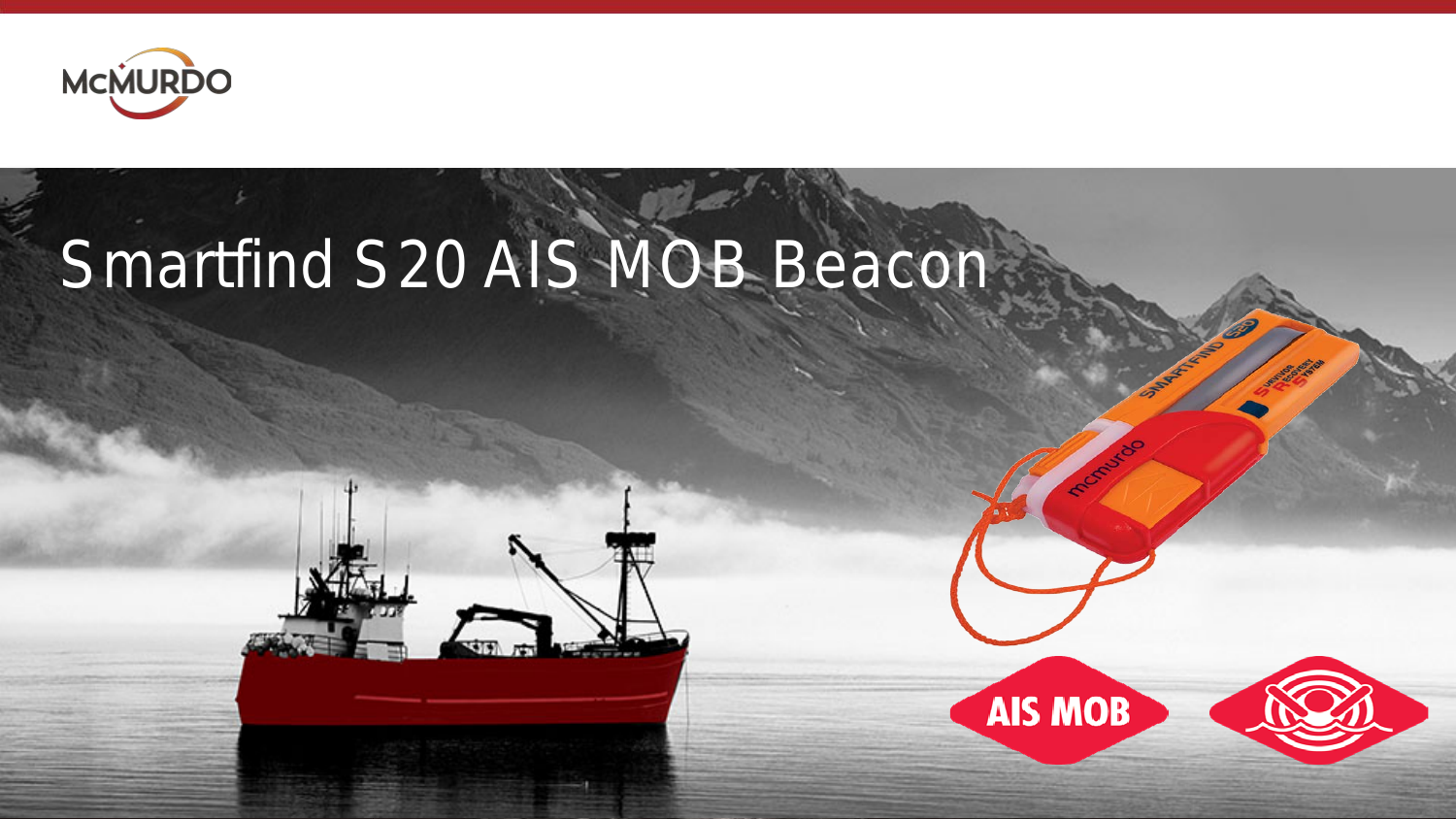McMURDO

# Smartfind S20 AIS MOB Beacon

AIS MOB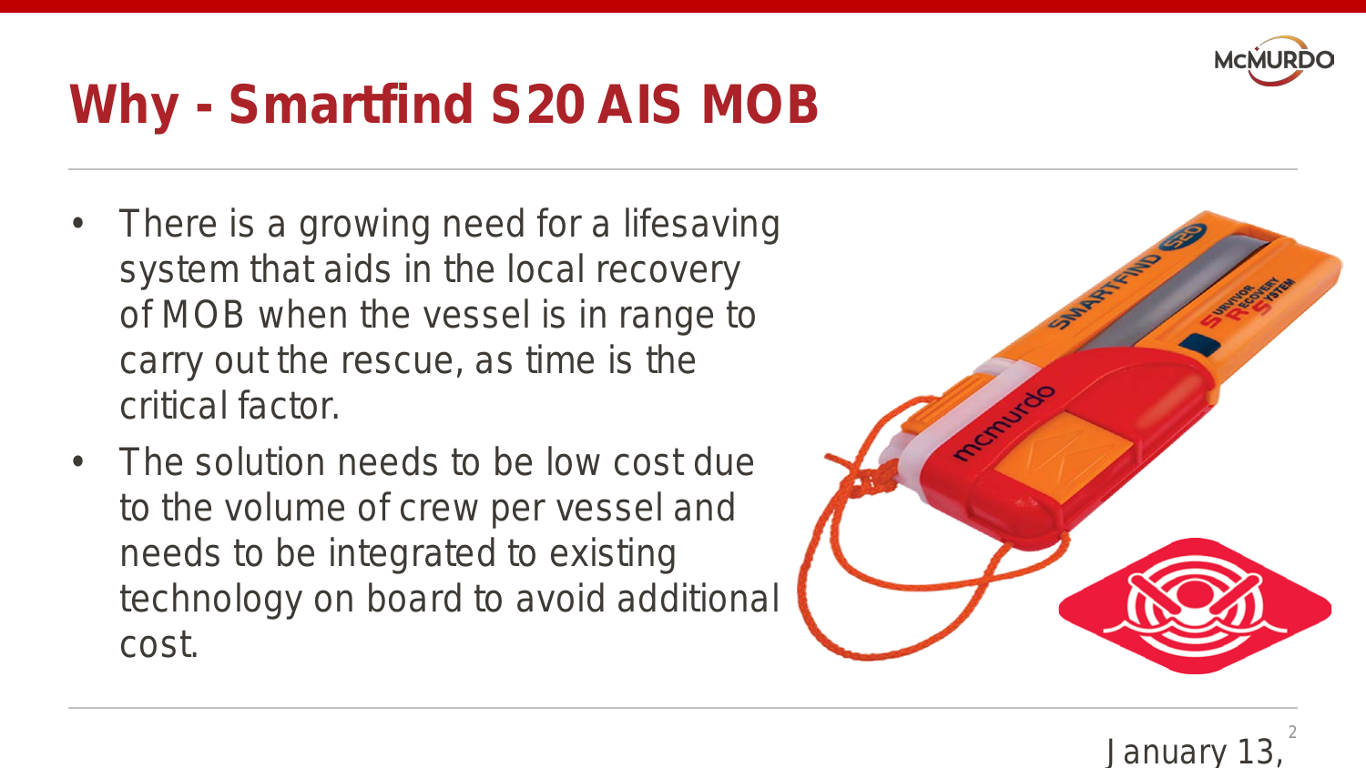# Why - Smartfind S20 AIS MOB

- There is a growing need for a lifesaving system that aids in the local recovery of MOB when the vessel is in range to carry out the rescue, as time is the critical factor.
- The solution needs to be low cost due to the volume of crew per vessel and needs to be integrated to existing technology on board to avoid additional cost.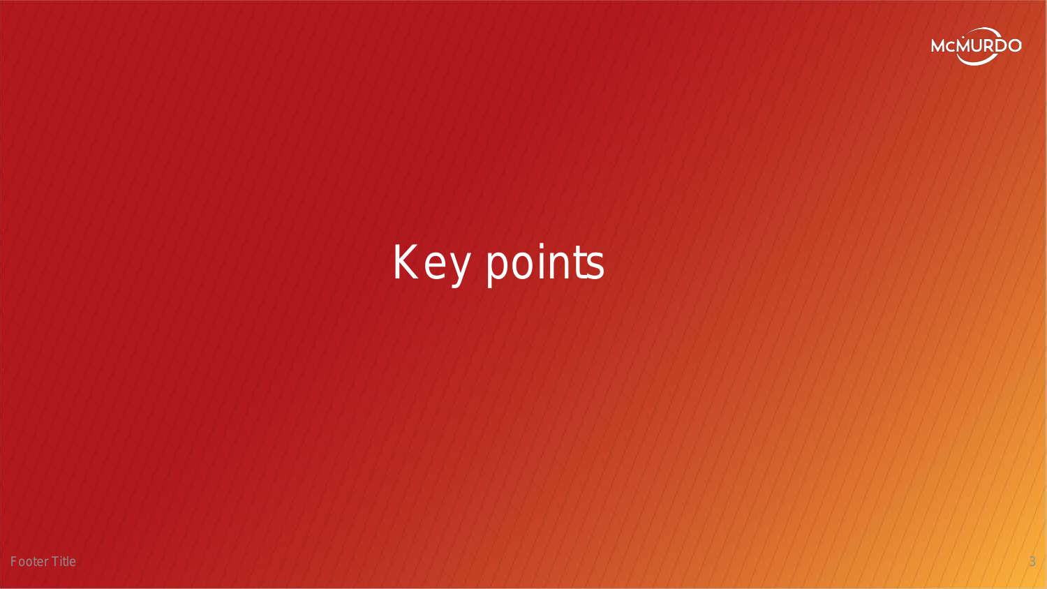# Key points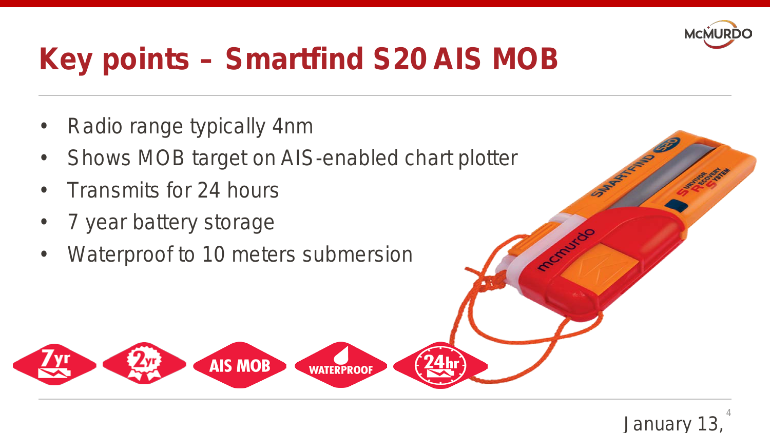# Key points – Smartfind S20 AIS MOB

- Radio range typically 4nm
- Shows MOB target on AIS-enabled chart plotter
- Transmits for 24 hours
- 7 year battery storage
- Waterproof to 10 meters submersion

January 13,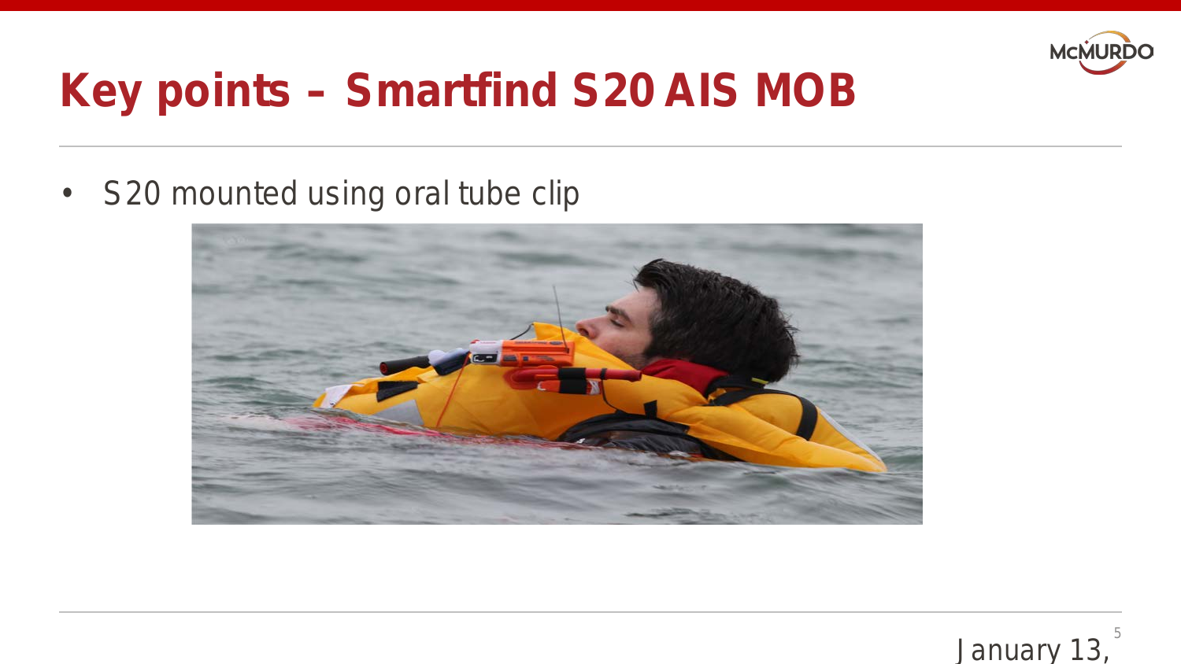# Key points – Smartfind S20 AIS MOB

- S20 mounted using oral tube clip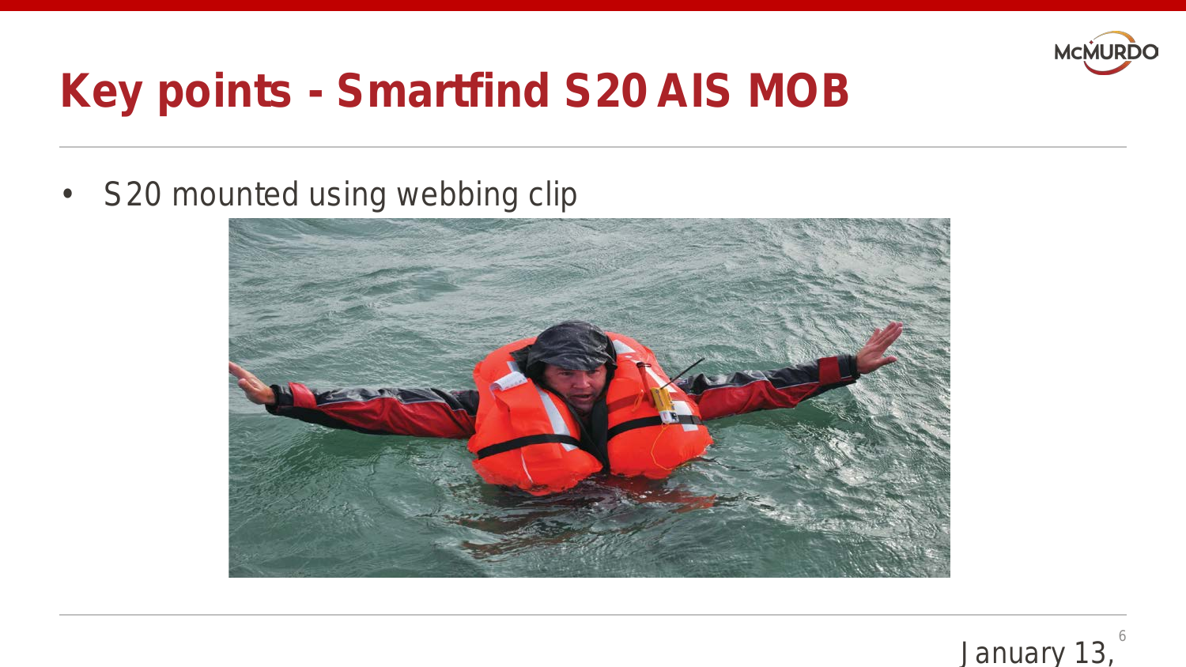# Key points - Smartfind S20 AIS MOB

- S20 mounted using webbing clip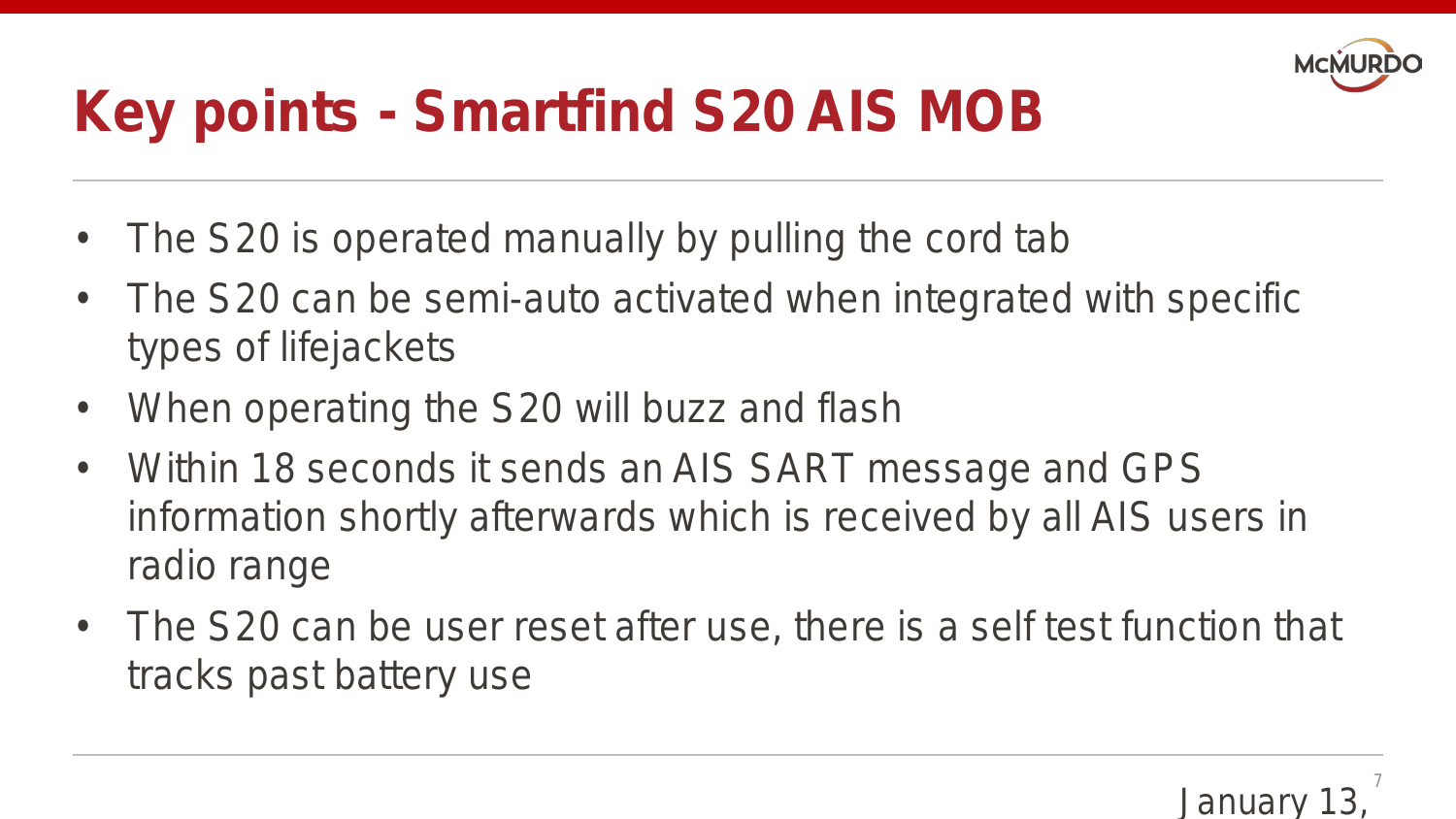# Key points - Smartfind S20 AIS MOB

- The S20 is operated manually by pulling the cord tab
- The S20 can be semi-auto activated when integrated with specific types of lifejackets
- When operating the S20 will buzz and flash
- Within 18 seconds it sends an AIS SART message and GPS information shortly afterwards which is received by all AIS users in radio range
- The S20 can be user reset after use, there is a self test function that tracks past battery use

January 13,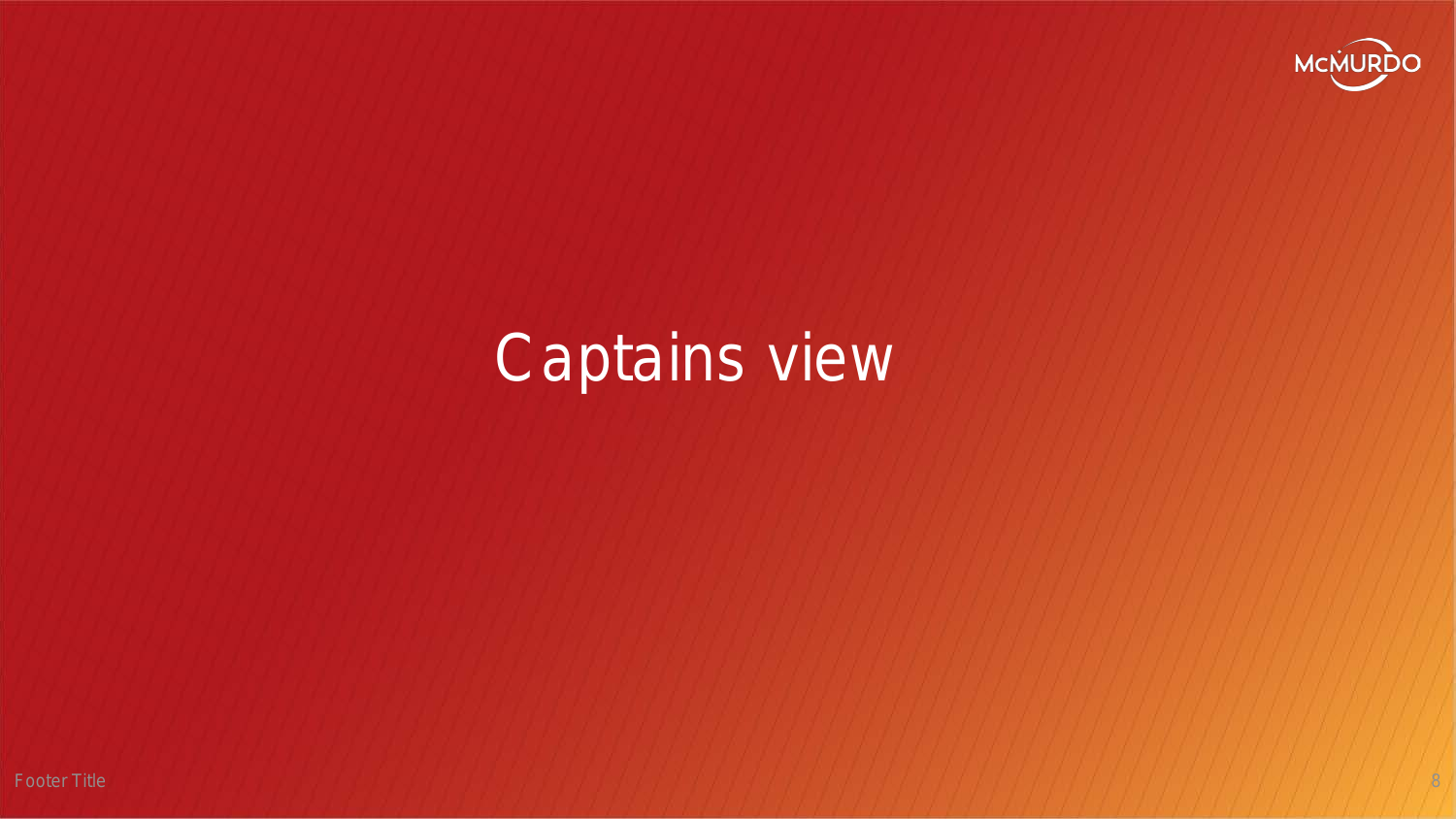# Captains view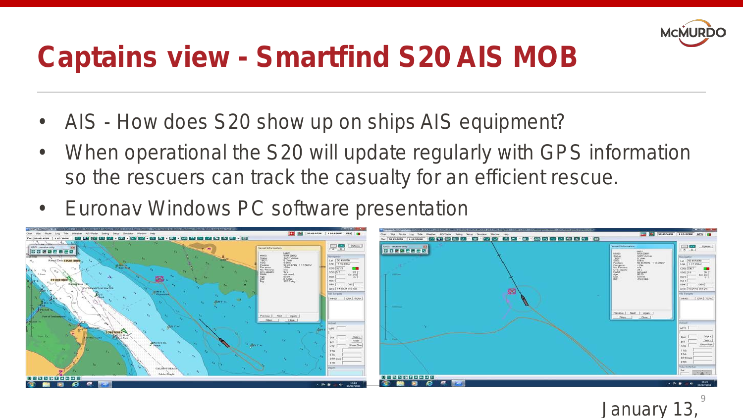# Captains view - Smartfind S20 AIS MOB

- AIS - How does S20 show up on ships AIS equipment?
- When operational the S20 will update regularly with GPS information so the rescuers can track the casualty for an efficient rescue.
- Euronav Windows PC software presentation

January 13,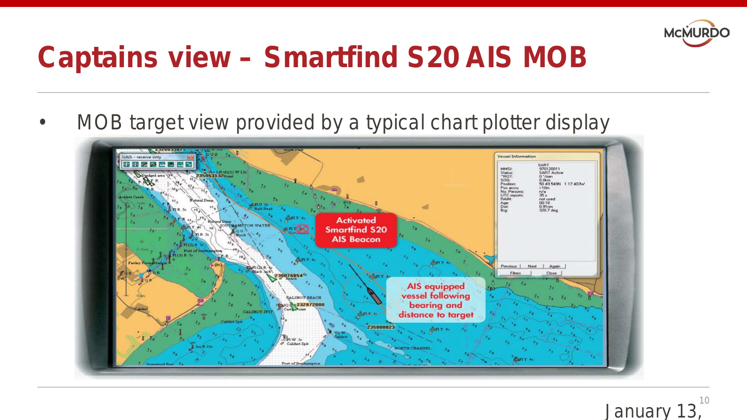# Captains view – Smartfind S20 AIS MOB

- MOB target view provided by a typical chart plotter display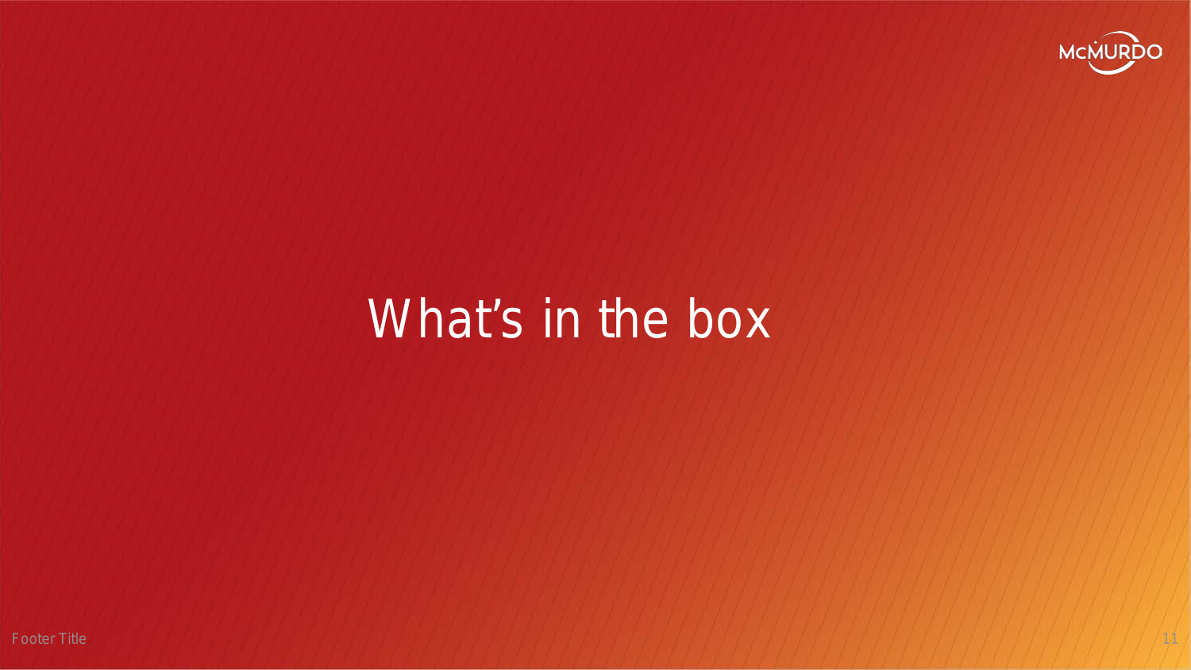# What's in the box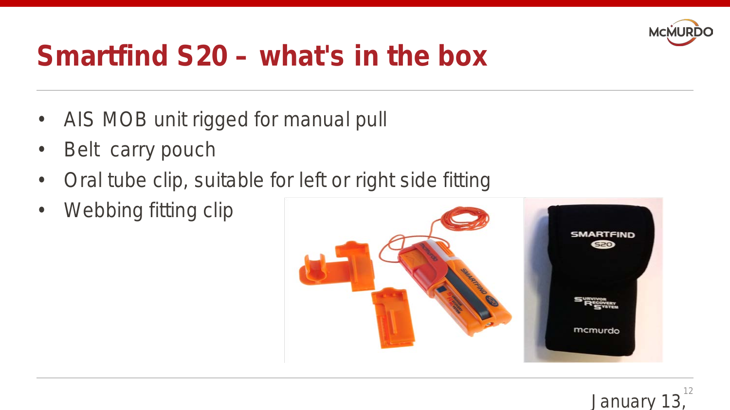# Smartfind S20 – what's in the box

- AIS MOB unit rigged for manual pull
- Belt carry pouch
- Oral tube clip, suitable for left or right side fitting
- Webbing fitting clip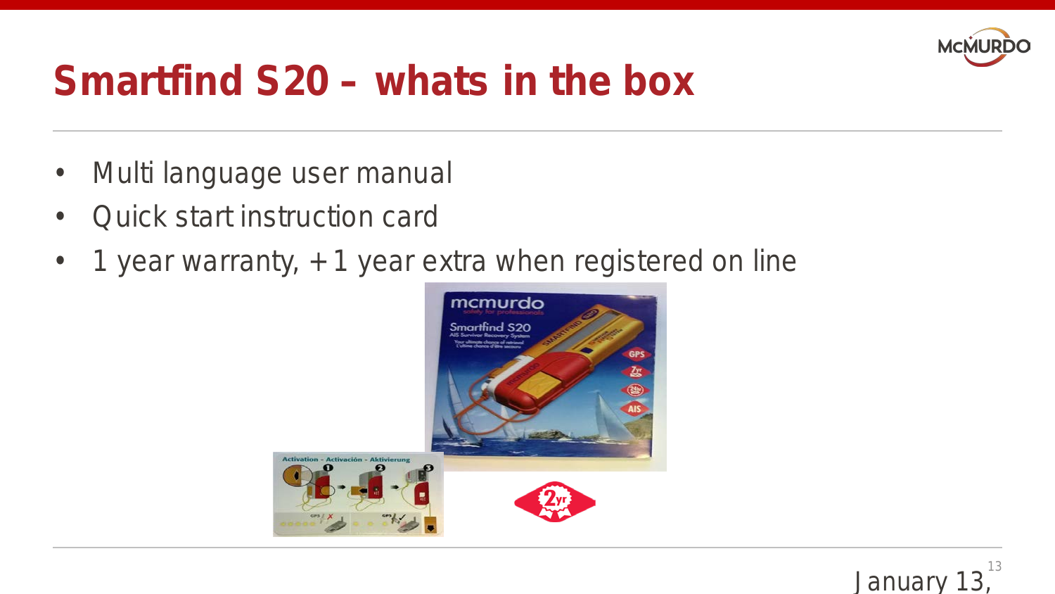# Smartfind S20 – whats in the box

- Multi language user manual
- Quick start instruction card
- 1 year warranty, +1 year extra when registered on line